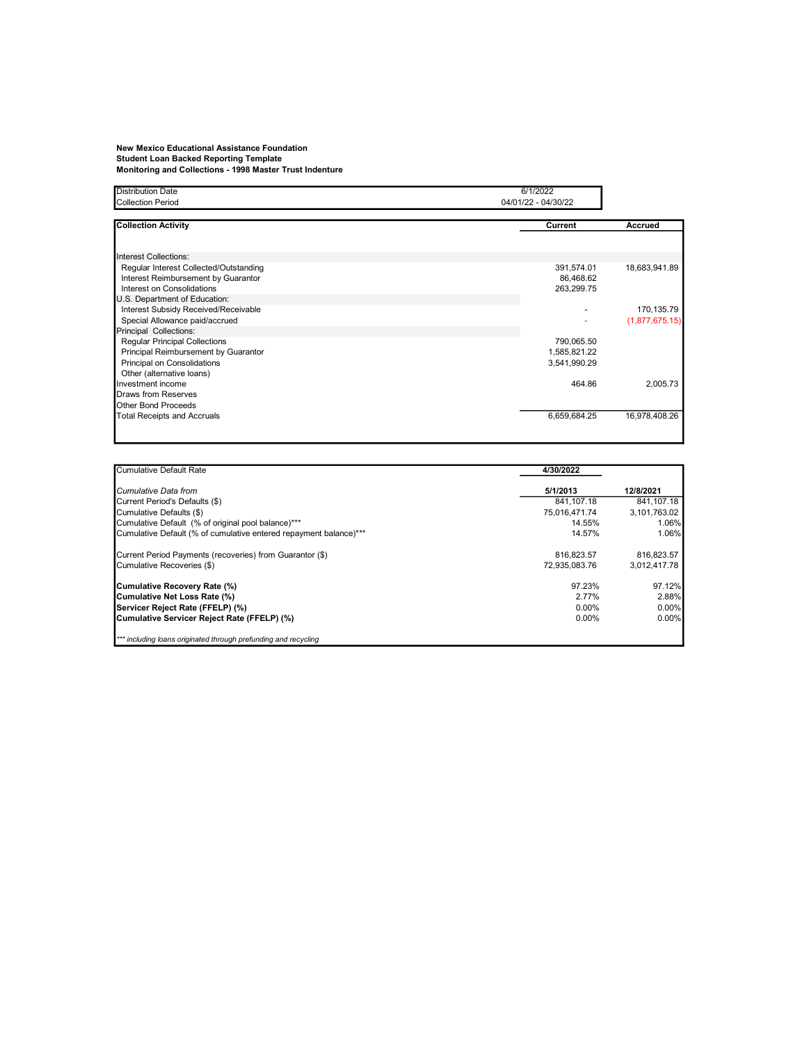**New Mexico Educational Assistance Foundation**
**Student Loan Backed Reporting Template**
**Monitoring and Collections - 1998 Master Trust Indenture**

| | |
|---|---|
| Distribution Date | 6/1/2022 |
| Collection Period | 04/01/22 - 04/30/22 |

| **Collection Activity** | **Current** | **Accrued** |
|---|---|---|
| Interest Collections: | | |
| Regular Interest Collected/Outstanding | 391,574.01 | 18,683,941.89 |
| Interest Reimbursement by Guarantor | 86,468.62 | |
| Interest on Consolidations | 263,299.75 | |
| U.S. Department of Education: | | |
| Interest Subsidy Received/Receivable | - | 170,135.79 |
| Special Allowance paid/accrued | - | (1,877,675.15) |
| Principal Collections: | | |
| Regular Principal Collections | 790,065.50 | |
| Principal Reimbursement by Guarantor | 1,585,821.22 | |
| Principal on Consolidations | 3,541,990.29 | |
| Other (alternative loans) | | |
| Investment income | 464.86 | 2,005.73 |
| Draws from Reserves | | |
| Other Bond Proceeds | | |
| Total Receipts and Accruals | 6,659,684.25 | 16,978,408.26 |

| Cumulative Default Rate | **4/30/2022** | |
|---|---|---|
| *Cumulative Data from* | **5/1/2013** | **12/8/2021** |
| Current Period's Defaults ($) | 841,107.18 | 841,107.18 |
| Cumulative Defaults ($) | 75,016,471.74 | 3,101,763.02 |
| Cumulative Default (% of original pool balance)*** | 14.55% | 1.06% |
| Cumulative Default (% of cumulative entered repayment balance)*** | 14.57% | 1.06% |
| Current Period Payments (recoveries) from Guarantor ($) | 816,823.57 | 816,823.57 |
| Cumulative Recoveries ($) | 72,935,083.76 | 3,012,417.78 |
| **Cumulative Recovery Rate (%)** | 97.23% | 97.12% |
| **Cumulative Net Loss Rate (%)** | 2.77% | 2.88% |
| **Servicer Reject Rate (FFELP) (%)** | 0.00% | 0.00% |
| **Cumulative Servicer Reject Rate (FFELP) (%)** | 0.00% | 0.00% |

*\*\*\* including loans originated through prefunding and recycling*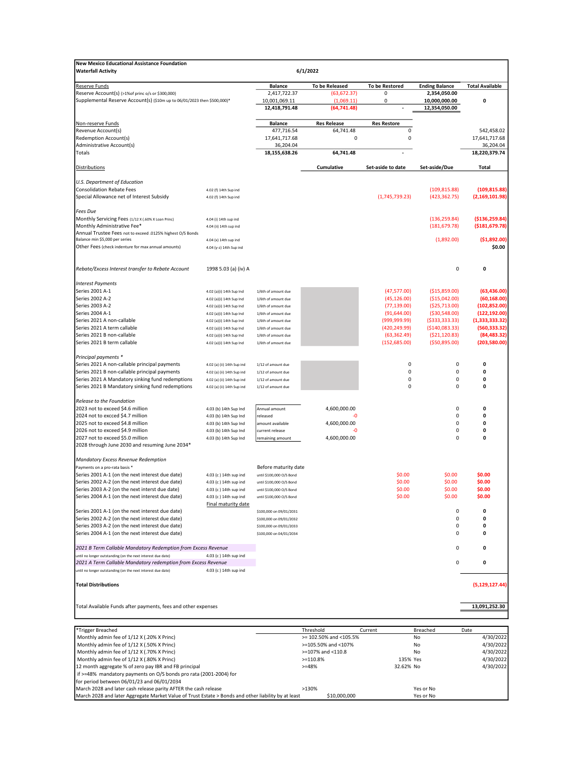**New Mexico Educational Assistance Foundation**
**Waterfall Activity** 6/1/2022

| Reserve Funds | | | Balance | To be Released | To be Restored | Ending Balance | Total Available |
|---|---|---|---|---|---|---|---|
| Reserve Account(s) (>1%of princ o/s or $300,000) | | | 2,417,722.37 | (63,672.37) | 0 | 2,354,050.00 | |
| Supplemental Reserve Account(s) ($10m up to 06/01/2023 then $500,000)* | | | 10,001,069.11 | (1,069.11) | 0 | 10,000,000.00 | 0 |
| | | | 12,418,791.48 | (64,741.48) | - | 12,354,050.00 | |

| Non-reserve Funds | | | Balance | Res Release | Res Restore | | |
|---|---|---|---|---|---|---|---|
| Revenue Account(s) | | | 477,716.54 | 64,741.48 | 0 | | 542,458.02 |
| Redemption Account(s) | | | 17,641,717.68 | 0 | 0 | | 17,641,717.68 |
| Administrative Account(s) | | | 36,204.04 | | | | 36,204.04 |
| Totals | | | 18,155,638.26 | 64,741.48 | - | | 18,220,379.74 |

| Distributions | | | | Cumulative | Set-aside to date | Set-aside/Due | Total |
|---|---|---|---|---|---|---|---|
| *U.S. Department of Education* | | | | | | | |
| Consolidation Rebate Fees | 4.02 (f) 14th Sup ind | | | | | (109,815.88) | (109,815.88) |
| Special Allowance net of Interest Subsidy | 4.02 (f) 14th Sup ind | | | | (1,745,739.23) | (423,362.75) | (2,169,101.98) |
| *Fees Due* | | | | | | | |
| Monthly Servicing Fees (1/12 X (.60% X Loan Princ) | 4.04 (i) 14th sup ind | | | | | (136,259.84) | ($136,259.84) |
| Monthly Administrative Fee* | 4.04 (ii) 14th sup ind | | | | | (181,679.78) | ($181,679.78) |
| Annual Trustee Fees not to exceed .0125% highest O/S Bonds Balance min $5,000 per series | 4.04 (x) 14th sup ind | | | | | (1,892.00) | ($1,892.00) |
| Other Fees (check indenture for max annual amounts) | 4.04 (y-z) 14th Sup ind | | | | | | $0.00 |
| *Rebate/Excess Interest transfer to Rebate Account* | 1998 5.03 (a) (iv) A | | | | | 0 | 0 |
| *Interest Payments* | | | | | | | |
| Series 2001 A-1 | 4.02 (a)(i) 14th Sup Ind | 1/6th of amount due | | | (47,577.00) | ($15,859.00) | (63,436.00) |
| Series 2002 A-2 | 4.02 (a)(i) 14th Sup Ind | 1/6th of amount due | | | (45,126.00) | ($15,042.00) | (60,168.00) |
| Series 2003 A-2 | 4.02 (a)(i) 14th Sup Ind | 1/6th of amount due | | | (77,139.00) | ($25,713.00) | (102,852.00) |
| Series 2004 A-1 | 4.02 (a)(i) 14th Sup Ind | 1/6th of amount due | | | (91,644.00) | ($30,548.00) | (122,192.00) |
| Series 2021 A non-callable | 4.02 (a)(i) 14th Sup Ind | 1/6th of amount due | | | (999,999.99) | ($333,333.33) | (1,333,333.32) |
| Series 2021 A term callable | 4.02 (a)(i) 14th Sup Ind | 1/6th of amount due | | | (420,249.99) | ($140,083.33) | (560,333.32) |
| Series 2021 B non-callable | 4.02 (a)(i) 14th Sup Ind | 1/6th of amount due | | | (63,362.49) | ($21,120.83) | (84,483.32) |
| Series 2021 B term callable | 4.02 (a)(i) 14th Sup Ind | 1/6th of amount due | | | (152,685.00) | ($50,895.00) | (203,580.00) |
| *Principal payments* * | | | | | | | |
| Series 2021 A non-callable principal payments | 4.02 (a) (ii) 14th Sup Ind | 1/12 of amount due | | | 0 | 0 | 0 |
| Series 2021 B non-callable principal payments | 4.02 (a) (ii) 14th Sup Ind | 1/12 of amount due | | | 0 | 0 | 0 |
| Series 2021 A Mandatory sinking fund redemptions | 4.02 (a) (ii) 14th Sup Ind | 1/12 of amount due | | | 0 | 0 | 0 |
| Series 2021 B Mandatory sinking fund redemptions | 4.02 (a) (ii) 14th Sup Ind | 1/12 of amount due | | | 0 | 0 | 0 |
| *Release to the Foundation* | | | | | | | |
| 2023 not to exceed $4.6 million | 4.03 (b) 14th Sup Ind | Annual amount | | 4,600,000.00 | | 0 | 0 |
| 2024 not to excced $4.7 million | 4.03 (b) 14th Sup Ind | released | | -0 | | 0 | 0 |
| 2025 not to exceed $4.8 million | 4.03 (b) 14th Sup Ind | amount available | | 4,600,000.00 | | 0 | 0 |
| 2026 not to exceed $4.9 million | 4.03 (b) 14th Sup Ind | current release | | -0 | | 0 | 0 |
| 2027 not to exceed $5.0 million | 4.03 (b) 14th Sup Ind | remaining amount | | 4,600,000.00 | | 0 | 0 |
| 2028 through June 2030 and resuming June 2034* | | | | | | | |
| *Mandatory Excess Revenue Redemption* | | | | | | | |
| Payments on a pro-rata basis * | | Before maturity date | | | | | |
| Series 2001 A-1 (on the next interest due date) | 4.03 (c ) 14th sup ind | until $100,000 O/S Bond | | | $0.00 | $0.00 | $0.00 |
| Series 2002 A-2 (on the next interest due date) | 4.03 (c ) 14th sup ind | until $100,000 O/S Bond | | | $0.00 | $0.00 | $0.00 |
| Series 2003 A-2 (on the next interst due date) | 4.03 (c ) 14th sup ind | until $100,000 O/S Bond | | | $0.00 | $0.00 | $0.00 |
| Series 2004 A-1 (on the next interest due date) | 4.03 (c ) 14th sup ind | until $100,000 O/S Bond | | | $0.00 | $0.00 | $0.00 |
| | Final maturity date | | | | | | |
| Series 2001 A-1 (on the next interest due date) | | $100,000 on 09/01/2031 | | | | 0 | 0 |
| Series 2002 A-2 (on the next interest due date) | | $100,000 on 09/01/2032 | | | | 0 | 0 |
| Series 2003 A-2 (on the next interest due date) | | $100,000 on 09/01/2033 | | | | 0 | 0 |
| Series 2004 A-1 (on the next interest due date) | | $100,000 on 04/01/2034 | | | | 0 | 0 |
| *2021 B Term Callable Mandatory Redemption from Excess Revenue* | | | | | | 0 | 0 |
| until no longer outstanding (on the next interest due date) | 4.03 (c ) 14th sup ind | | | | | | |
| *2021 A Term Callable Mandatory redemption from Excess Revenue* | | | | | | 0 | 0 |
| until no longer outstanding (on the next interest due date) | 4.03 (c ) 14th sup ind | | | | | | |
| **Total Distributions** | | | | | | | (5,129,127.44) |
| Total Available Funds after payments, fees and other expenses | | | | | | | 13,091,252.30 |

| *Trigger Breached | Threshold | Current | Breached | Date |
|---|---|---|---|---|
| Monthly admin fee of 1/12 X (.20% X Princ) | >= 102.50% and <105.5% | | No | 4/30/2022 |
| Monthly admin fee of 1/12 X (.50% X Princ) | >=105.50% and <107% | | No | 4/30/2022 |
| Monthly admin fee of 1/12 X (.70% X Princ) | >=107% and <110.8 | | No | 4/30/2022 |
| Monthly admin fee of 1/12 X (.80% X Princ) | >=110.8% | 135% | Yes | 4/30/2022 |
| 12 month aggregate % of zero pay IBR and FB principal if >=48% mandatory payments on O/S bonds pro rata (2001-2004) for for period between 06/01/23 and 06/01/2034 | >=48% | 32.62% | No | 4/30/2022 |
| March 2028 and later cash release parity AFTER the cash release | >130% | | Yes or No | |
| March 2028 and later Aggregate Market Value of Trust Estate > Bonds and other liability by at least | $10,000,000 | | Yes or No | |